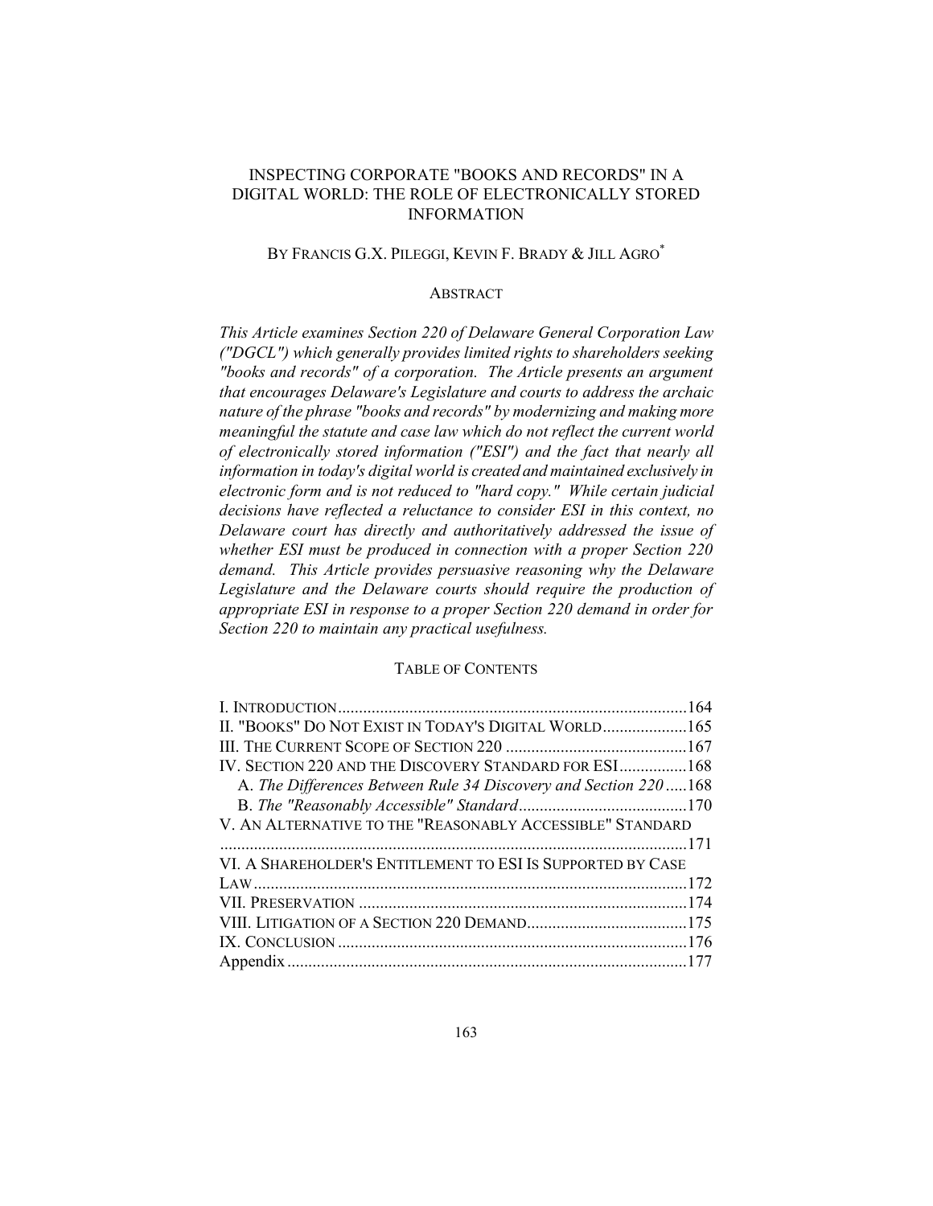# INSPECTING CORPORATE "BOOKS AND RECORDS" IN A DIGITAL WORLD: THE ROLE OF ELECTRONICALLY STORED INFORMATION

BY FRANCIS G.X. PILEGGI, KEVIN F. BRADY & JILL AGRO*

## ABSTRACT

*This Article examines Section 220 of Delaware General Corporation Law ("DGCL") which generally provides limited rights to shareholders seeking "books and records" of a corporation. The Article presents an argument that encourages Delaware's Legislature and courts to address the archaic nature of the phrase "books and records" by modernizing and making more meaningful the statute and case law which do not reflect the current world of electronically stored information ("ESI") and the fact that nearly all information in today's digital world is created and maintained exclusively in electronic form and is not reduced to "hard copy." While certain judicial decisions have reflected a reluctance to consider ESI in this context, no Delaware court has directly and authoritatively addressed the issue of whether ESI must be produced in connection with a proper Section 220 demand. This Article provides persuasive reasoning why the Delaware Legislature and the Delaware courts should require the production of appropriate ESI in response to a proper Section 220 demand in order for Section 220 to maintain any practical usefulness.*

## TABLE OF CONTENTS

I. INTRODUCTION .......... 164
II. "BOOKS" DO NOT EXIST IN TODAY'S DIGITAL WORLD .......... 165
III. THE CURRENT SCOPE OF SECTION 220 .......... 167
IV. SECTION 220 AND THE DISCOVERY STANDARD FOR ESI .......... 168
  A. *The Differences Between Rule 34 Discovery and Section 220* .......... 168
  B. *The "Reasonably Accessible" Standard* .......... 170
V. AN ALTERNATIVE TO THE "REASONABLY ACCESSIBLE" STANDARD .......... 171
VI. A SHAREHOLDER'S ENTITLEMENT TO ESI IS SUPPORTED BY CASE LAW .......... 172
VII. PRESERVATION .......... 174
VIII. LITIGATION OF A SECTION 220 DEMAND .......... 175
IX. CONCLUSION .......... 176
Appendix .......... 177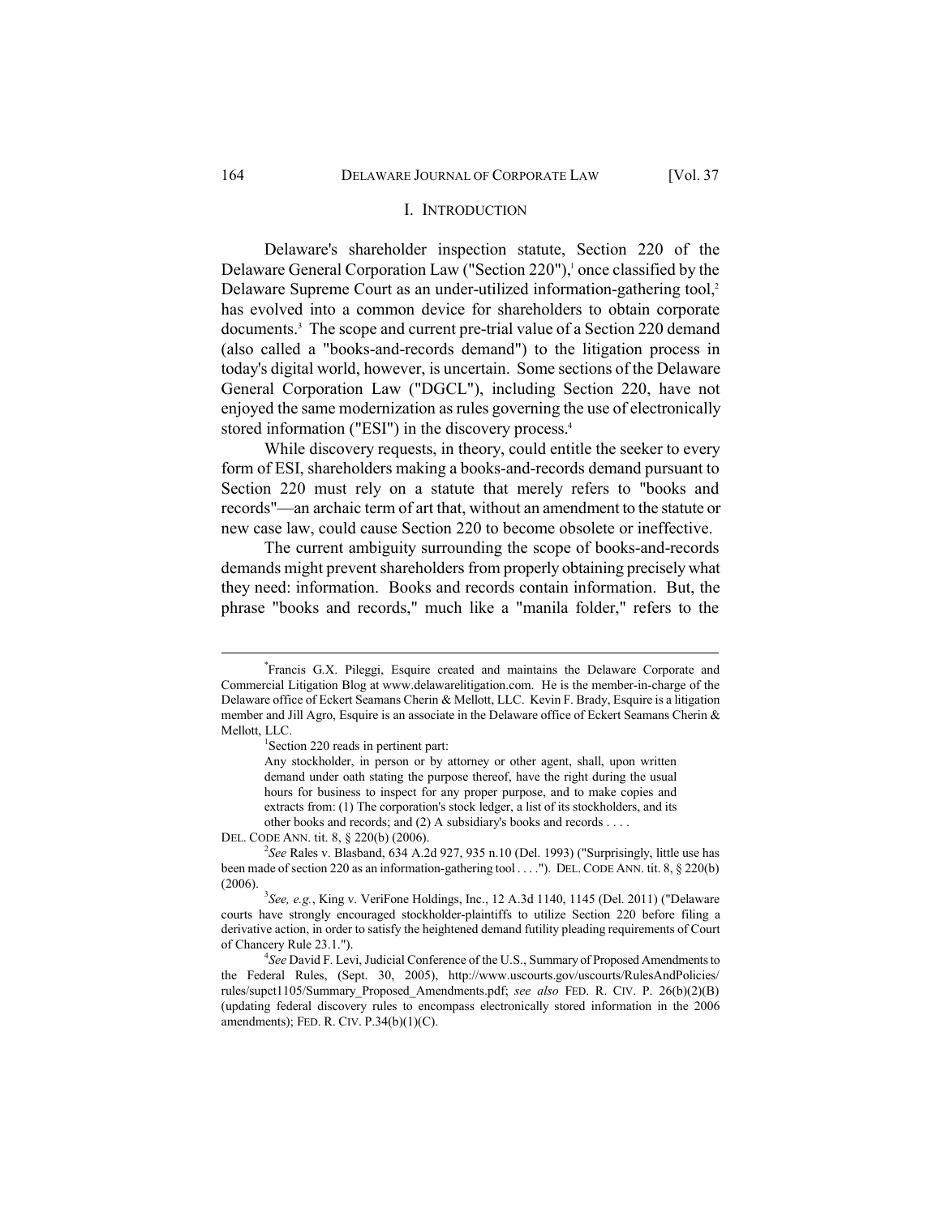## I. INTRODUCTION

Delaware's shareholder inspection statute, Section 220 of the Delaware General Corporation Law ("Section 220"),[1] once classified by the Delaware Supreme Court as an under-utilized information-gathering tool,[2] has evolved into a common device for shareholders to obtain corporate documents.[3] The scope and current pre-trial value of a Section 220 demand (also called a "books-and-records demand") to the litigation process in today's digital world, however, is uncertain. Some sections of the Delaware General Corporation Law ("DGCL"), including Section 220, have not enjoyed the same modernization as rules governing the use of electronically stored information ("ESI") in the discovery process.[4]

While discovery requests, in theory, could entitle the seeker to every form of ESI, shareholders making a books-and-records demand pursuant to Section 220 must rely on a statute that merely refers to "books and records"—an archaic term of art that, without an amendment to the statute or new case law, could cause Section 220 to become obsolete or ineffective.

The current ambiguity surrounding the scope of books-and-records demands might prevent shareholders from properly obtaining precisely what they need: information. Books and records contain information. But, the phrase "books and records," much like a "manila folder," refers to the

---

[*] Francis G.X. Pileggi, Esquire created and maintains the Delaware Corporate and Commercial Litigation Blog at www.delawarelitigation.com. He is the member-in-charge of the Delaware office of Eckert Seamans Cherin & Mellott, LLC. Kevin F. Brady, Esquire is a litigation member and Jill Agro, Esquire is an associate in the Delaware office of Eckert Seamans Cherin & Mellott, LLC.

[1] Section 220 reads in pertinent part:

> Any stockholder, in person or by attorney or other agent, shall, upon written demand under oath stating the purpose thereof, have the right during the usual hours for business to inspect for any proper purpose, and to make copies and extracts from: (1) The corporation's stock ledger, a list of its stockholders, and its other books and records; and (2) A subsidiary's books and records . . . .

DEL. CODE ANN. tit. 8, § 220(b) (2006).

[2] *See* Rales v. Blasband, 634 A.2d 927, 935 n.10 (Del. 1993) ("Surprisingly, little use has been made of section 220 as an information-gathering tool . . . ."). DEL. CODE ANN. tit. 8, § 220(b) (2006).

[3] *See, e.g.*, King v. VeriFone Holdings, Inc., 12 A.3d 1140, 1145 (Del. 2011) ("Delaware courts have strongly encouraged stockholder-plaintiffs to utilize Section 220 before filing a derivative action, in order to satisfy the heightened demand futility pleading requirements of Court of Chancery Rule 23.1.").

[4] *See* David F. Levi, Judicial Conference of the U.S., Summary of Proposed Amendments to the Federal Rules, (Sept. 30, 2005), http://www.uscourts.gov/uscourts/RulesAndPolicies/rules/supct1105/Summary_Proposed_Amendments.pdf; *see also* FED. R. CIV. P. 26(b)(2)(B) (updating federal discovery rules to encompass electronically stored information in the 2006 amendments); FED. R. CIV. P.34(b)(1)(C).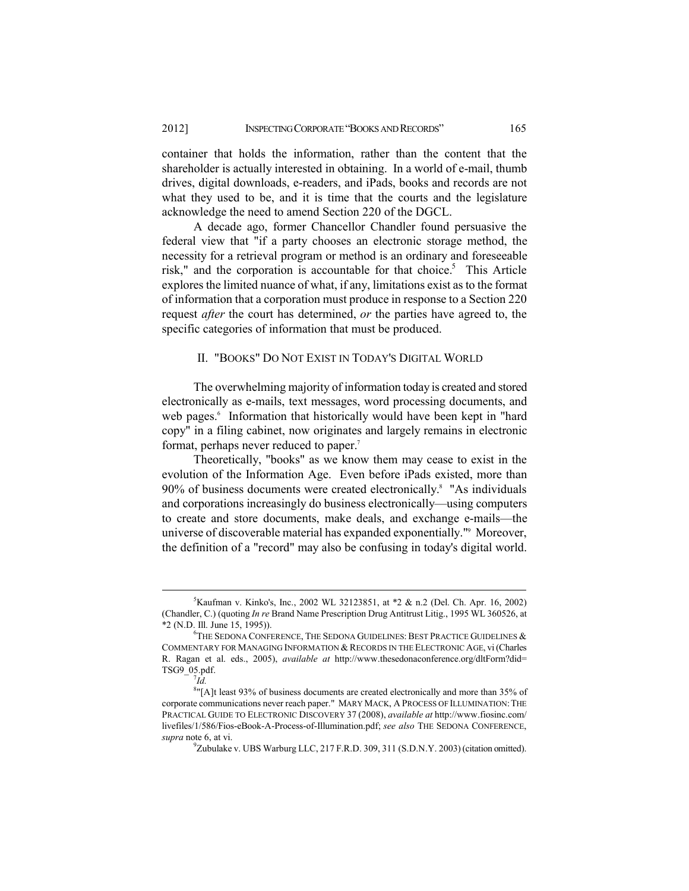container that holds the information, rather than the content that the shareholder is actually interested in obtaining. In a world of e-mail, thumb drives, digital downloads, e-readers, and iPads, books and records are not what they used to be, and it is time that the courts and the legislature acknowledge the need to amend Section 220 of the DGCL.

A decade ago, former Chancellor Chandler found persuasive the federal view that "if a party chooses an electronic storage method, the necessity for a retrieval program or method is an ordinary and foreseeable risk," and the corporation is accountable for that choice.[5] This Article explores the limited nuance of what, if any, limitations exist as to the format of information that a corporation must produce in response to a Section 220 request *after* the court has determined, *or* the parties have agreed to, the specific categories of information that must be produced.

## II. "BOOKS" DO NOT EXIST IN TODAY'S DIGITAL WORLD

The overwhelming majority of information today is created and stored electronically as e-mails, text messages, word processing documents, and web pages.[6] Information that historically would have been kept in "hard copy" in a filing cabinet, now originates and largely remains in electronic format, perhaps never reduced to paper.[7]

Theoretically, "books" as we know them may cease to exist in the evolution of the Information Age. Even before iPads existed, more than 90% of business documents were created electronically.[8] "As individuals and corporations increasingly do business electronically—using computers to create and store documents, make deals, and exchange e-mails—the universe of discoverable material has expanded exponentially."[9] Moreover, the definition of a "record" may also be confusing in today's digital world.

---

[5] Kaufman v. Kinko's, Inc., 2002 WL 32123851, at *2 & n.2 (Del. Ch. Apr. 16, 2002) (Chandler, C.) (quoting *In re* Brand Name Prescription Drug Antitrust Litig., 1995 WL 360526, at *2 (N.D. Ill. June 15, 1995)).

[6] THE SEDONA CONFERENCE, THE SEDONA GUIDELINES: BEST PRACTICE GUIDELINES & COMMENTARY FOR MANAGING INFORMATION & RECORDS IN THE ELECTRONIC AGE, vi (Charles R. Ragan et al. eds., 2005), *available at* http://www.thesedonaconference.org/dltForm?did=TSG9_05.pdf.

[7] *Id.*

[8] "[A]t least 93% of business documents are created electronically and more than 35% of corporate communications never reach paper." MARY MACK, A PROCESS OF ILLUMINATION: THE PRACTICAL GUIDE TO ELECTRONIC DISCOVERY 37 (2008), *available at* http://www.fiosinc.com/livefiles/1/586/Fios-eBook-A-Process-of-Illumination.pdf; *see also* THE SEDONA CONFERENCE, *supra* note 6, at vi.

[9] Zubulake v. UBS Warburg LLC, 217 F.R.D. 309, 311 (S.D.N.Y. 2003) (citation omitted).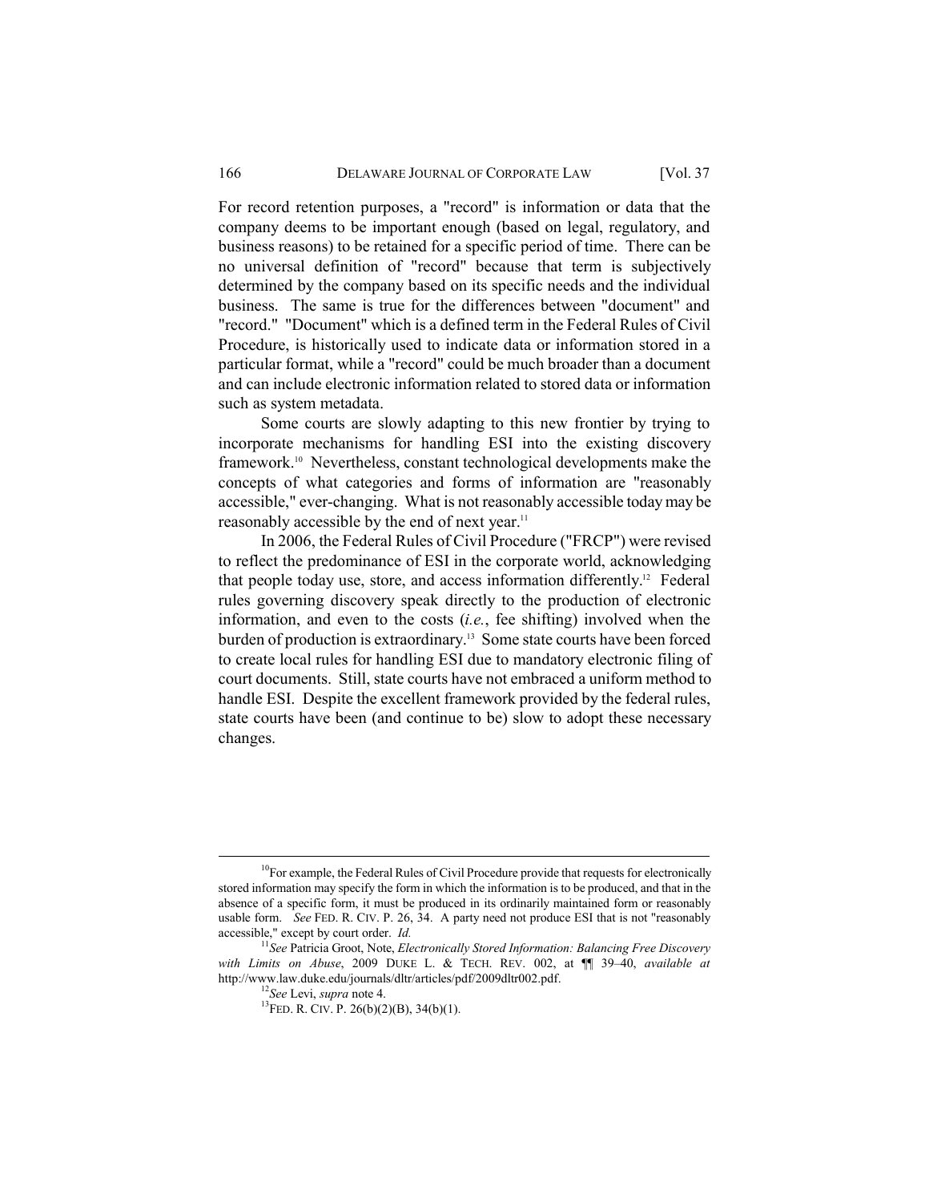For record retention purposes, a "record" is information or data that the company deems to be important enough (based on legal, regulatory, and business reasons) to be retained for a specific period of time. There can be no universal definition of "record" because that term is subjectively determined by the company based on its specific needs and the individual business. The same is true for the differences between "document" and "record." "Document" which is a defined term in the Federal Rules of Civil Procedure, is historically used to indicate data or information stored in a particular format, while a "record" could be much broader than a document and can include electronic information related to stored data or information such as system metadata.

Some courts are slowly adapting to this new frontier by trying to incorporate mechanisms for handling ESI into the existing discovery framework.[10] Nevertheless, constant technological developments make the concepts of what categories and forms of information are "reasonably accessible," ever-changing. What is not reasonably accessible today may be reasonably accessible by the end of next year.[11]

In 2006, the Federal Rules of Civil Procedure ("FRCP") were revised to reflect the predominance of ESI in the corporate world, acknowledging that people today use, store, and access information differently.[12] Federal rules governing discovery speak directly to the production of electronic information, and even to the costs (*i.e.*, fee shifting) involved when the burden of production is extraordinary.[13] Some state courts have been forced to create local rules for handling ESI due to mandatory electronic filing of court documents. Still, state courts have not embraced a uniform method to handle ESI. Despite the excellent framework provided by the federal rules, state courts have been (and continue to be) slow to adopt these necessary changes.

---

[10] For example, the Federal Rules of Civil Procedure provide that requests for electronically stored information may specify the form in which the information is to be produced, and that in the absence of a specific form, it must be produced in its ordinarily maintained form or reasonably usable form. *See* FED. R. CIV. P. 26, 34. A party need not produce ESI that is not "reasonably accessible," except by court order. *Id.*

[11] *See* Patricia Groot, Note, *Electronically Stored Information: Balancing Free Discovery with Limits on Abuse*, 2009 DUKE L. & TECH. REV. 002, at ¶¶ 39–40, *available at* http://www.law.duke.edu/journals/dltr/articles/pdf/2009dltr002.pdf.

[12] *See* Levi, *supra* note 4.

[13] FED. R. CIV. P. 26(b)(2)(B), 34(b)(1).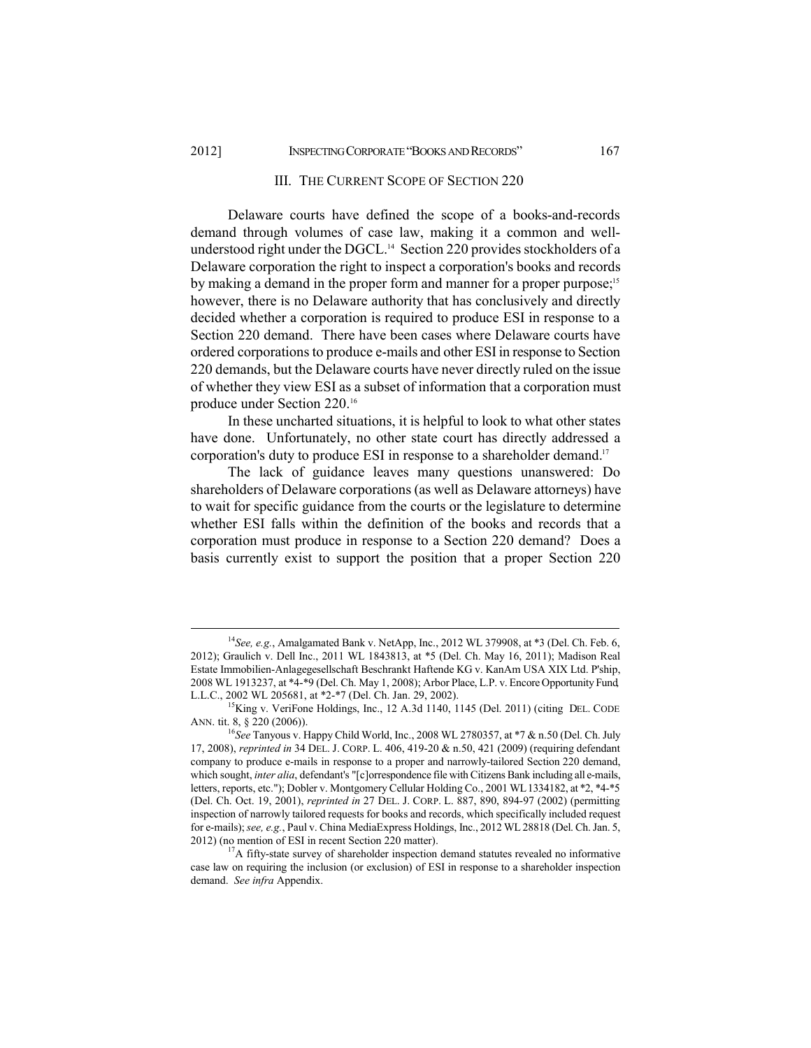## III. THE CURRENT SCOPE OF SECTION 220

Delaware courts have defined the scope of a books-and-records demand through volumes of case law, making it a common and well-understood right under the DGCL.[14] Section 220 provides stockholders of a Delaware corporation the right to inspect a corporation's books and records by making a demand in the proper form and manner for a proper purpose;[15] however, there is no Delaware authority that has conclusively and directly decided whether a corporation is required to produce ESI in response to a Section 220 demand. There have been cases where Delaware courts have ordered corporations to produce e-mails and other ESI in response to Section 220 demands, but the Delaware courts have never directly ruled on the issue of whether they view ESI as a subset of information that a corporation must produce under Section 220.[16]

In these uncharted situations, it is helpful to look to what other states have done. Unfortunately, no other state court has directly addressed a corporation's duty to produce ESI in response to a shareholder demand.[17]

The lack of guidance leaves many questions unanswered: Do shareholders of Delaware corporations (as well as Delaware attorneys) have to wait for specific guidance from the courts or the legislature to determine whether ESI falls within the definition of the books and records that a corporation must produce in response to a Section 220 demand? Does a basis currently exist to support the position that a proper Section 220

---

[14]*See, e.g.*, Amalgamated Bank v. NetApp, Inc., 2012 WL 379908, at \*3 (Del. Ch. Feb. 6, 2012); Graulich v. Dell Inc., 2011 WL 1843813, at \*5 (Del. Ch. May 16, 2011); Madison Real Estate Immobilien-Anlagegesellschaft Beschrankt Haftende KG v. KanAm USA XIX Ltd. P'ship, 2008 WL 1913237, at \*4-\*9 (Del. Ch. May 1, 2008); Arbor Place, L.P. v. Encore Opportunity Fund, L.L.C., 2002 WL 205681, at \*2-\*7 (Del. Ch. Jan. 29, 2002).

[15]King v. VeriFone Holdings, Inc., 12 A.3d 1140, 1145 (Del. 2011) (citing DEL. CODE ANN. tit. 8, § 220 (2006)).

[16]*See* Tanyous v. Happy Child World, Inc., 2008 WL 2780357, at \*7 & n.50 (Del. Ch. July 17, 2008), *reprinted in* 34 DEL. J. CORP. L. 406, 419-20 & n.50, 421 (2009) (requiring defendant company to produce e-mails in response to a proper and narrowly-tailored Section 220 demand, which sought, *inter alia*, defendant's "[c]orrespondence file with Citizens Bank including all e-mails, letters, reports, etc."); Dobler v. Montgomery Cellular Holding Co., 2001 WL 1334182, at \*2, \*4-\*5 (Del. Ch. Oct. 19, 2001), *reprinted in* 27 DEL. J. CORP. L. 887, 890, 894-97 (2002) (permitting inspection of narrowly tailored requests for books and records, which specifically included request for e-mails); *see, e.g.*, Paul v. China MediaExpress Holdings, Inc., 2012 WL 28818 (Del. Ch. Jan. 5, 2012) (no mention of ESI in recent Section 220 matter).

[17]A fifty-state survey of shareholder inspection demand statutes revealed no informative case law on requiring the inclusion (or exclusion) of ESI in response to a shareholder inspection demand. *See infra* Appendix.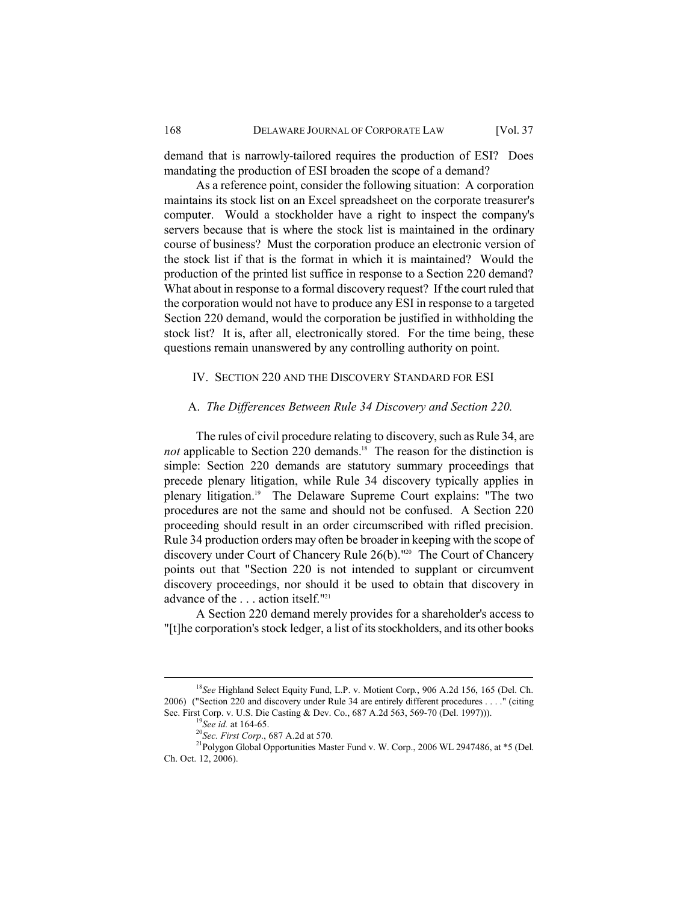demand that is narrowly-tailored requires the production of ESI? Does mandating the production of ESI broaden the scope of a demand?

As a reference point, consider the following situation: A corporation maintains its stock list on an Excel spreadsheet on the corporate treasurer's computer. Would a stockholder have a right to inspect the company's servers because that is where the stock list is maintained in the ordinary course of business? Must the corporation produce an electronic version of the stock list if that is the format in which it is maintained? Would the production of the printed list suffice in response to a Section 220 demand? What about in response to a formal discovery request? If the court ruled that the corporation would not have to produce any ESI in response to a targeted Section 220 demand, would the corporation be justified in withholding the stock list? It is, after all, electronically stored. For the time being, these questions remain unanswered by any controlling authority on point.

## IV. SECTION 220 AND THE DISCOVERY STANDARD FOR ESI

### A. *The Differences Between Rule 34 Discovery and Section 220.*

The rules of civil procedure relating to discovery, such as Rule 34, are *not* applicable to Section 220 demands.[18] The reason for the distinction is simple: Section 220 demands are statutory summary proceedings that precede plenary litigation, while Rule 34 discovery typically applies in plenary litigation.[19] The Delaware Supreme Court explains: "The two procedures are not the same and should not be confused. A Section 220 proceeding should result in an order circumscribed with rifled precision. Rule 34 production orders may often be broader in keeping with the scope of discovery under Court of Chancery Rule 26(b)."[20] The Court of Chancery points out that "Section 220 is not intended to supplant or circumvent discovery proceedings, nor should it be used to obtain that discovery in advance of the . . . action itself."[21]

A Section 220 demand merely provides for a shareholder's access to "[t]he corporation's stock ledger, a list of its stockholders, and its other books

---

[18] *See* Highland Select Equity Fund, L.P. v. Motient Corp., 906 A.2d 156, 165 (Del. Ch. 2006) ("Section 220 and discovery under Rule 34 are entirely different procedures . . . ." (citing Sec. First Corp. v. U.S. Die Casting & Dev. Co., 687 A.2d 563, 569-70 (Del. 1997))).

[19] *See id.* at 164-65.

[20] *Sec. First Corp*., 687 A.2d at 570.

[21] Polygon Global Opportunities Master Fund v. W. Corp., 2006 WL 2947486, at *5 (Del. Ch. Oct. 12, 2006).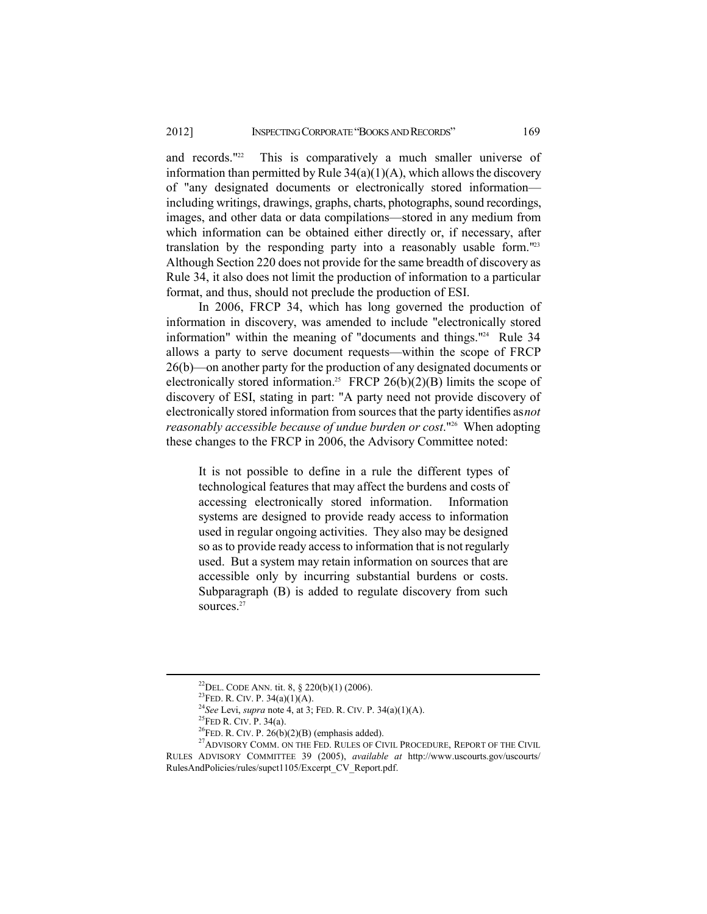and records."[22] This is comparatively a much smaller universe of information than permitted by Rule 34(a)(1)(A), which allows the discovery of "any designated documents or electronically stored information—including writings, drawings, graphs, charts, photographs, sound recordings, images, and other data or data compilations—stored in any medium from which information can be obtained either directly or, if necessary, after translation by the responding party into a reasonably usable form."[23] Although Section 220 does not provide for the same breadth of discovery as Rule 34, it also does not limit the production of information to a particular format, and thus, should not preclude the production of ESI.

In 2006, FRCP 34, which has long governed the production of information in discovery, was amended to include "electronically stored information" within the meaning of "documents and things."[24] Rule 34 allows a party to serve document requests—within the scope of FRCP 26(b)—on another party for the production of any designated documents or electronically stored information.[25] FRCP 26(b)(2)(B) limits the scope of discovery of ESI, stating in part: "A party need not provide discovery of electronically stored information from sources that the party identifies as *not reasonably accessible because of undue burden or cost*."[26] When adopting these changes to the FRCP in 2006, the Advisory Committee noted:

> It is not possible to define in a rule the different types of technological features that may affect the burdens and costs of accessing electronically stored information. Information systems are designed to provide ready access to information used in regular ongoing activities. They also may be designed so as to provide ready access to information that is not regularly used. But a system may retain information on sources that are accessible only by incurring substantial burdens or costs. Subparagraph (B) is added to regulate discovery from such sources.[27]

---

[22] DEL. CODE ANN. tit. 8, § 220(b)(1) (2006).

[23] FED. R. CIV. P. 34(a)(1)(A).

[24] *See* Levi, *supra* note 4, at 3; FED. R. CIV. P. 34(a)(1)(A).

[25] FED R. CIV. P. 34(a).

[26] FED. R. CIV. P. 26(b)(2)(B) (emphasis added).

[27] ADVISORY COMM. ON THE FED. RULES OF CIVIL PROCEDURE, REPORT OF THE CIVIL RULES ADVISORY COMMITTEE 39 (2005), *available at* http://www.uscourts.gov/uscourts/RulesAndPolicies/rules/supct1105/Excerpt_CV_Report.pdf.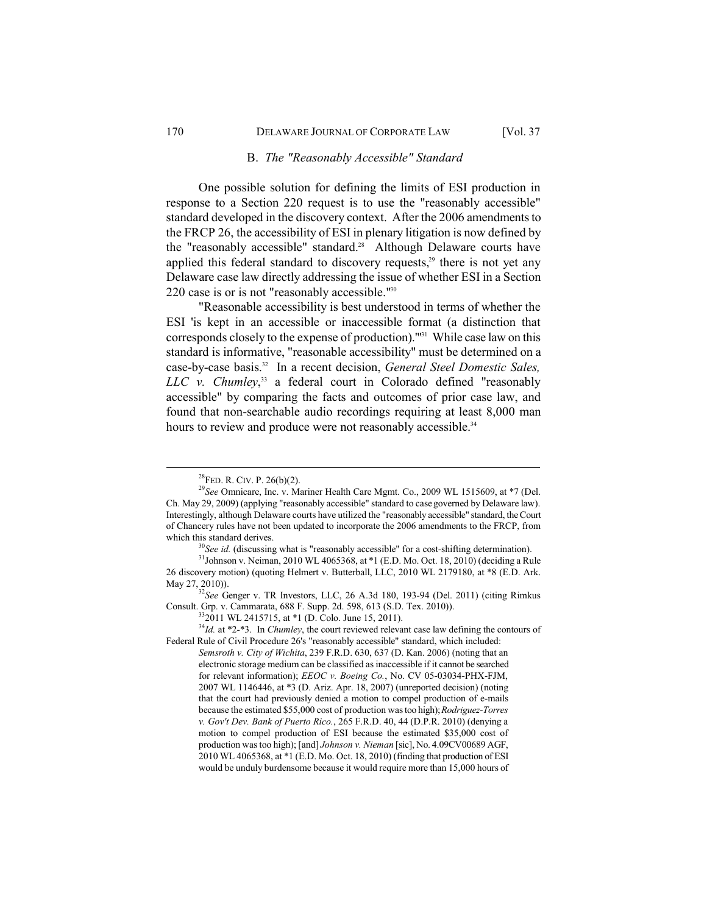### B. *The "Reasonably Accessible" Standard*

One possible solution for defining the limits of ESI production in response to a Section 220 request is to use the "reasonably accessible" standard developed in the discovery context. After the 2006 amendments to the FRCP 26, the accessibility of ESI in plenary litigation is now defined by the "reasonably accessible" standard.[28] Although Delaware courts have applied this federal standard to discovery requests,[29] there is not yet any Delaware case law directly addressing the issue of whether ESI in a Section 220 case is or is not "reasonably accessible."[30]

"Reasonable accessibility is best understood in terms of whether the ESI 'is kept in an accessible or inaccessible format (a distinction that corresponds closely to the expense of production).'"[31] While case law on this standard is informative, "reasonable accessibility" must be determined on a case-by-case basis.[32] In a recent decision, *General Steel Domestic Sales, LLC v. Chumley*,[33] a federal court in Colorado defined "reasonably accessible" by comparing the facts and outcomes of prior case law, and found that non-searchable audio recordings requiring at least 8,000 man hours to review and produce were not reasonably accessible.[34]

---

[28] FED. R. CIV. P. 26(b)(2).

[29] *See* Omnicare, Inc. v. Mariner Health Care Mgmt. Co., 2009 WL 1515609, at *7 (Del. Ch. May 29, 2009) (applying "reasonably accessible" standard to case governed by Delaware law). Interestingly, although Delaware courts have utilized the "reasonably accessible" standard, the Court of Chancery rules have not been updated to incorporate the 2006 amendments to the FRCP, from which this standard derives.

[30] *See id.* (discussing what is "reasonably accessible" for a cost-shifting determination).

[31] Johnson v. Neiman, 2010 WL 4065368, at *1 (E.D. Mo. Oct. 18, 2010) (deciding a Rule 26 discovery motion) (quoting Helmert v. Butterball, LLC, 2010 WL 2179180, at *8 (E.D. Ark. May 27, 2010)).

[32] *See* Genger v. TR Investors, LLC, 26 A.3d 180, 193-94 (Del. 2011) (citing Rimkus Consult. Grp. v. Cammarata, 688 F. Supp. 2d. 598, 613 (S.D. Tex. 2010)).

[33] 2011 WL 2415715, at *1 (D. Colo. June 15, 2011).

[34] *Id.* at *2-*3. In *Chumley*, the court reviewed relevant case law defining the contours of Federal Rule of Civil Procedure 26's "reasonably accessible" standard, which included:

> *Semsroth v. City of Wichita*, 239 F.R.D. 630, 637 (D. Kan. 2006) (noting that an electronic storage medium can be classified as inaccessible if it cannot be searched for relevant information); *EEOC v. Boeing Co.*, No. CV 05-03034-PHX-FJM, 2007 WL 1146446, at *3 (D. Ariz. Apr. 18, 2007) (unreported decision) (noting that the court had previously denied a motion to compel production of e-mails because the estimated $55,000 cost of production was too high); *Rodriguez-Torres v. Gov't Dev. Bank of Puerto Rico.*, 265 F.R.D. 40, 44 (D.P.R. 2010) (denying a motion to compel production of ESI because the estimated $35,000 cost of production was too high); [and] *Johnson v. Nieman* [sic], No. 4.09CV00689 AGF, 2010 WL 4065368, at *1 (E.D. Mo. Oct. 18, 2010) (finding that production of ESI would be unduly burdensome because it would require more than 15,000 hours of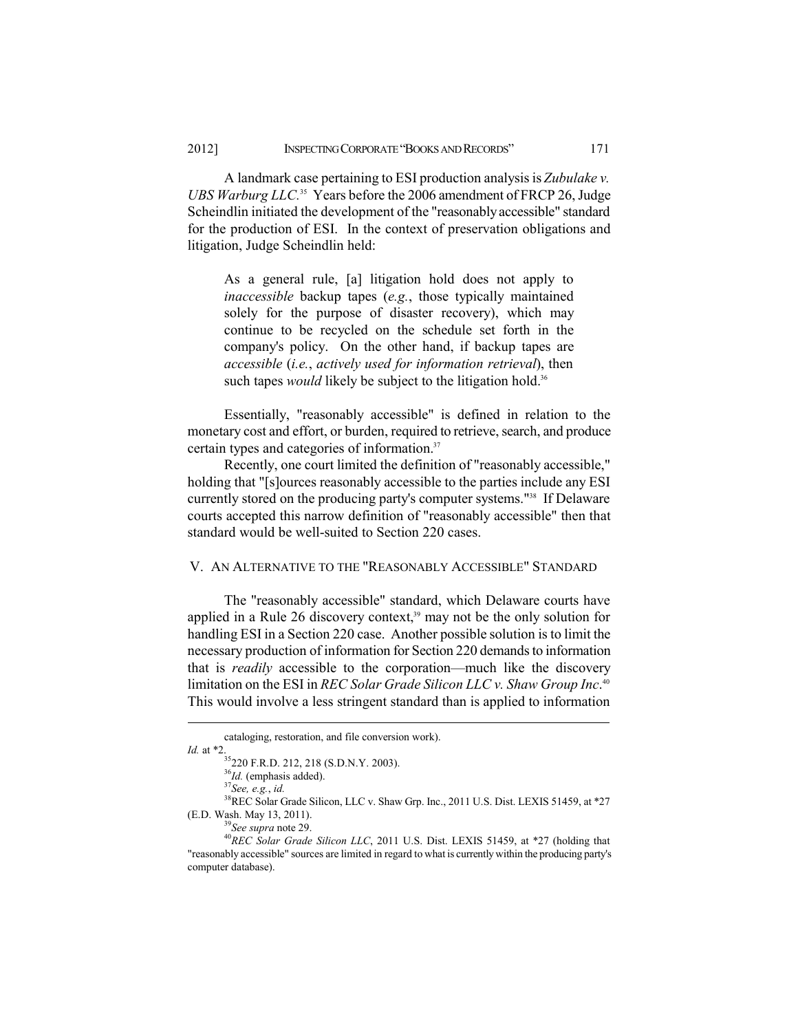A landmark case pertaining to ESI production analysis is *Zubulake v. UBS Warburg LLC.*[35] Years before the 2006 amendment of FRCP 26, Judge Scheindlin initiated the development of the "reasonably accessible" standard for the production of ESI. In the context of preservation obligations and litigation, Judge Scheindlin held:

> As a general rule, [a] litigation hold does not apply to *inaccessible* backup tapes (*e.g.*, those typically maintained solely for the purpose of disaster recovery), which may continue to be recycled on the schedule set forth in the company's policy. On the other hand, if backup tapes are *accessible* (*i.e.*, *actively used for information retrieval*), then such tapes *would* likely be subject to the litigation hold.[36]

Essentially, "reasonably accessible" is defined in relation to the monetary cost and effort, or burden, required to retrieve, search, and produce certain types and categories of information.[37]

Recently, one court limited the definition of "reasonably accessible," holding that "[s]ources reasonably accessible to the parties include any ESI currently stored on the producing party's computer systems."[38] If Delaware courts accepted this narrow definition of "reasonably accessible" then that standard would be well-suited to Section 220 cases.

## V. An Alternative to the "Reasonably Accessible" Standard

The "reasonably accessible" standard, which Delaware courts have applied in a Rule 26 discovery context,[39] may not be the only solution for handling ESI in a Section 220 case. Another possible solution is to limit the necessary production of information for Section 220 demands to information that is *readily* accessible to the corporation—much like the discovery limitation on the ESI in *REC Solar Grade Silicon LLC v. Shaw Group Inc*.[40] This would involve a less stringent standard than is applied to information

---

cataloging, restoration, and file conversion work).
*Id.* at *2.

[35] 220 F.R.D. 212, 218 (S.D.N.Y. 2003).

[36] *Id.* (emphasis added).

[37] *See, e.g.*, *id.*

[38] REC Solar Grade Silicon, LLC v. Shaw Grp. Inc., 2011 U.S. Dist. LEXIS 51459, at *27 (E.D. Wash. May 13, 2011).

[39] *See supra* note 29.

[40] *REC Solar Grade Silicon LLC*, 2011 U.S. Dist. LEXIS 51459, at *27 (holding that "reasonably accessible" sources are limited in regard to what is currently within the producing party's computer database).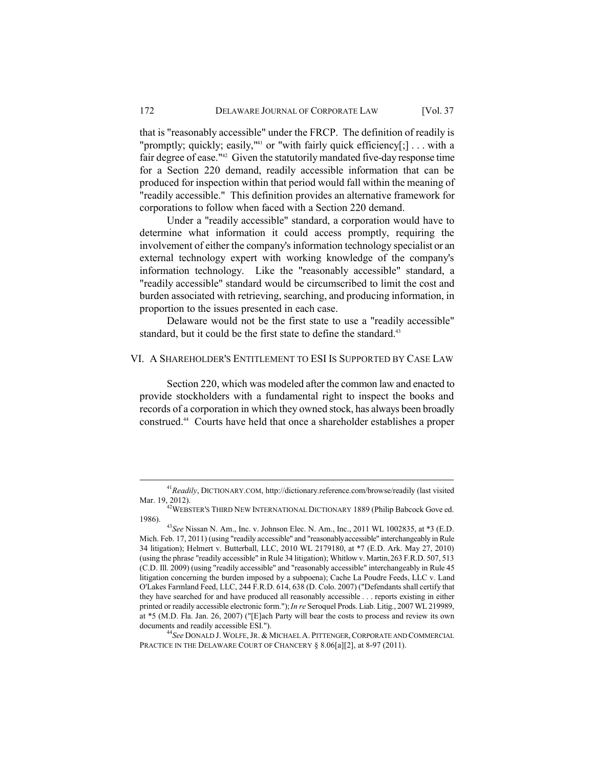that is "reasonably accessible" under the FRCP. The definition of readily is "promptly; quickly; easily,"[41] or "with fairly quick efficiency[;] . . . with a fair degree of ease."[42] Given the statutorily mandated five-day response time for a Section 220 demand, readily accessible information that can be produced for inspection within that period would fall within the meaning of "readily accessible." This definition provides an alternative framework for corporations to follow when faced with a Section 220 demand.

Under a "readily accessible" standard, a corporation would have to determine what information it could access promptly, requiring the involvement of either the company's information technology specialist or an external technology expert with working knowledge of the company's information technology. Like the "reasonably accessible" standard, a "readily accessible" standard would be circumscribed to limit the cost and burden associated with retrieving, searching, and producing information, in proportion to the issues presented in each case.

Delaware would not be the first state to use a "readily accessible" standard, but it could be the first state to define the standard.[43]

## VI. A SHAREHOLDER'S ENTITLEMENT TO ESI IS SUPPORTED BY CASE LAW

Section 220, which was modeled after the common law and enacted to provide stockholders with a fundamental right to inspect the books and records of a corporation in which they owned stock, has always been broadly construed.[44] Courts have held that once a shareholder establishes a proper

---

[41] *Readily*, DICTIONARY.COM, http://dictionary.reference.com/browse/readily (last visited Mar. 19, 2012).

[42] WEBSTER'S THIRD NEW INTERNATIONAL DICTIONARY 1889 (Philip Babcock Gove ed. 1986).

[43] *See* Nissan N. Am., Inc. v. Johnson Elec. N. Am., Inc., 2011 WL 1002835, at *3 (E.D. Mich. Feb. 17, 2011) (using "readily accessible" and "reasonably accessible" interchangeably in Rule 34 litigation); Helmert v. Butterball, LLC, 2010 WL 2179180, at *7 (E.D. Ark. May 27, 2010) (using the phrase "readily accessible" in Rule 34 litigation); Whitlow v. Martin, 263 F.R.D. 507, 513 (C.D. Ill. 2009) (using "readily accessible" and "reasonably accessible" interchangeably in Rule 45 litigation concerning the burden imposed by a subpoena); Cache La Poudre Feeds, LLC v. Land O'Lakes Farmland Feed, LLC, 244 F.R.D. 614, 638 (D. Colo. 2007) ("Defendants shall certify that they have searched for and have produced all reasonably accessible . . . reports existing in either printed or readily accessible electronic form."); *In re* Seroquel Prods. Liab. Litig., 2007 WL 219989, at *5 (M.D. Fla. Jan. 26, 2007) ("[E]ach Party will bear the costs to process and review its own documents and readily accessible ESI.").

[44] *See* DONALD J. WOLFE, JR. & MICHAEL A. PITTENGER, CORPORATE AND COMMERCIAL PRACTICE IN THE DELAWARE COURT OF CHANCERY § 8.06[a][2], at 8-97 (2011).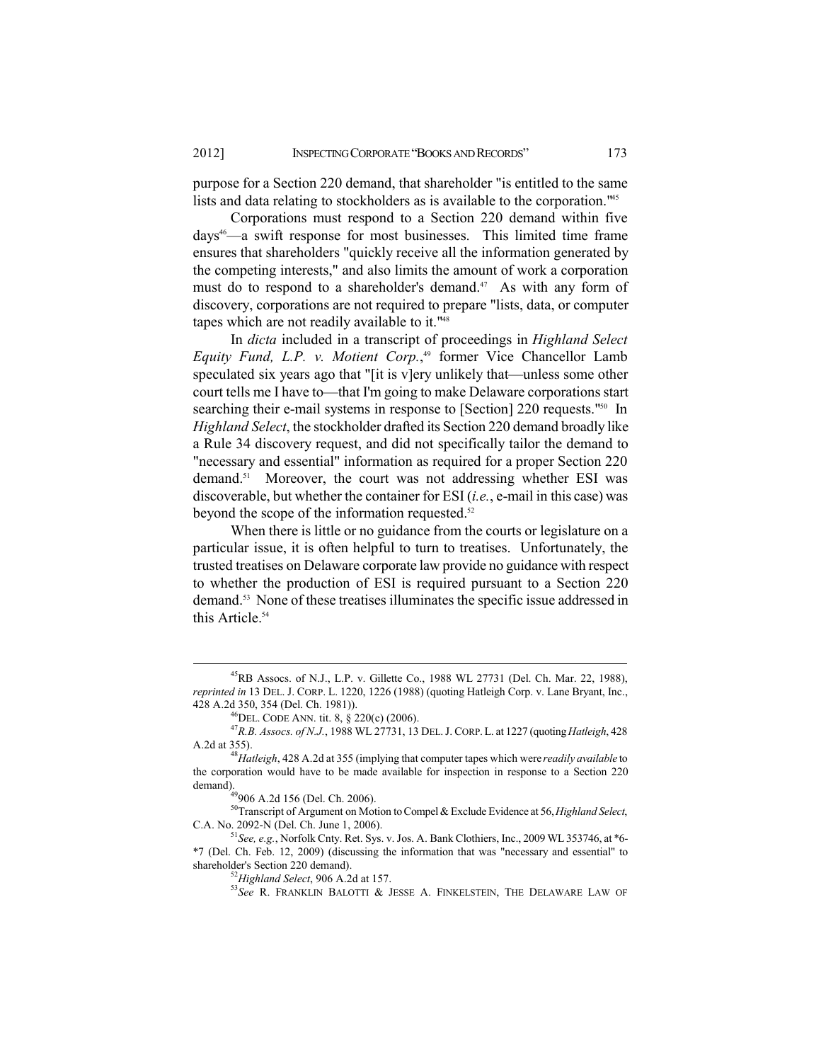purpose for a Section 220 demand, that shareholder "is entitled to the same lists and data relating to stockholders as is available to the corporation."[45]

Corporations must respond to a Section 220 demand within five days[46]—a swift response for most businesses. This limited time frame ensures that shareholders "quickly receive all the information generated by the competing interests," and also limits the amount of work a corporation must do to respond to a shareholder's demand.[47] As with any form of discovery, corporations are not required to prepare "lists, data, or computer tapes which are not readily available to it."[48]

In *dicta* included in a transcript of proceedings in *Highland Select Equity Fund, L.P. v. Motient Corp.*,[49] former Vice Chancellor Lamb speculated six years ago that "[it is v]ery unlikely that—unless some other court tells me I have to—that I'm going to make Delaware corporations start searching their e-mail systems in response to [Section] 220 requests."[50] In *Highland Select*, the stockholder drafted its Section 220 demand broadly like a Rule 34 discovery request, and did not specifically tailor the demand to "necessary and essential" information as required for a proper Section 220 demand.[51] Moreover, the court was not addressing whether ESI was discoverable, but whether the container for ESI (*i.e.*, e-mail in this case) was beyond the scope of the information requested.[52]

When there is little or no guidance from the courts or legislature on a particular issue, it is often helpful to turn to treatises. Unfortunately, the trusted treatises on Delaware corporate law provide no guidance with respect to whether the production of ESI is required pursuant to a Section 220 demand.[53] None of these treatises illuminates the specific issue addressed in this Article.[54]

---

[45] RB Assocs. of N.J., L.P. v. Gillette Co., 1988 WL 27731 (Del. Ch. Mar. 22, 1988), *reprinted in* 13 DEL. J. CORP. L. 1220, 1226 (1988) (quoting Hatleigh Corp. v. Lane Bryant, Inc., 428 A.2d 350, 354 (Del. Ch. 1981)).

[46] DEL. CODE ANN. tit. 8, § 220(c) (2006).

[47] *R.B. Assocs. of N.J.*, 1988 WL 27731, 13 DEL. J. CORP. L. at 1227 (quoting *Hatleigh*, 428 A.2d at 355).

[48] *Hatleigh*, 428 A.2d at 355 (implying that computer tapes which were *readily available* to the corporation would have to be made available for inspection in response to a Section 220 demand).

[49] 906 A.2d 156 (Del. Ch. 2006).

[50] Transcript of Argument on Motion to Compel & Exclude Evidence at 56, *Highland Select*, C.A. No. 2092-N (Del. Ch. June 1, 2006).

[51] *See, e.g.*, Norfolk Cnty. Ret. Sys. v. Jos. A. Bank Clothiers, Inc., 2009 WL 353746, at *6-*7 (Del. Ch. Feb. 12, 2009) (discussing the information that was "necessary and essential" to shareholder's Section 220 demand).

[52] *Highland Select*, 906 A.2d at 157.

[53] *See* R. FRANKLIN BALOTTI & JESSE A. FINKELSTEIN, THE DELAWARE LAW OF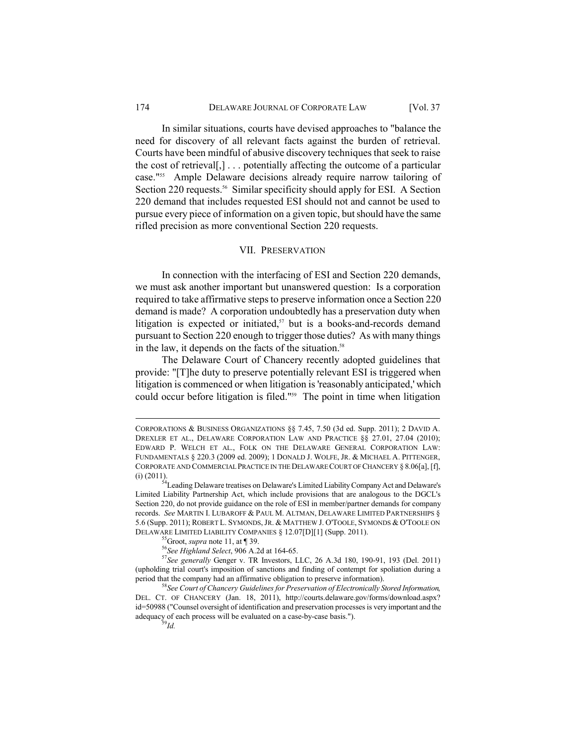In similar situations, courts have devised approaches to "balance the need for discovery of all relevant facts against the burden of retrieval. Courts have been mindful of abusive discovery techniques that seek to raise the cost of retrieval[,] . . . potentially affecting the outcome of a particular case."[55] Ample Delaware decisions already require narrow tailoring of Section 220 requests.[56] Similar specificity should apply for ESI. A Section 220 demand that includes requested ESI should not and cannot be used to pursue every piece of information on a given topic, but should have the same rifled precision as more conventional Section 220 requests.

## VII. PRESERVATION

In connection with the interfacing of ESI and Section 220 demands, we must ask another important but unanswered question: Is a corporation required to take affirmative steps to preserve information once a Section 220 demand is made? A corporation undoubtedly has a preservation duty when litigation is expected or initiated,[57] but is a books-and-records demand pursuant to Section 220 enough to trigger those duties? As with many things in the law, it depends on the facts of the situation.[58]

The Delaware Court of Chancery recently adopted guidelines that provide: "[T]he duty to preserve potentially relevant ESI is triggered when litigation is commenced or when litigation is 'reasonably anticipated,' which could occur before litigation is filed."[59] The point in time when litigation

---

CORPORATIONS & BUSINESS ORGANIZATIONS §§ 7.45, 7.50 (3d ed. Supp. 2011); 2 DAVID A. DREXLER ET AL., DELAWARE CORPORATION LAW AND PRACTICE §§ 27.01, 27.04 (2010); EDWARD P. WELCH ET AL., FOLK ON THE DELAWARE GENERAL CORPORATION LAW: FUNDAMENTALS § 220.3 (2009 ed. 2009); 1 DONALD J. WOLFE, JR. & MICHAEL A. PITTENGER, CORPORATE AND COMMERCIAL PRACTICE IN THE DELAWARE COURT OF CHANCERY § 8.06[a], [f], (i) (2011).

[54] Leading Delaware treatises on Delaware's Limited Liability Company Act and Delaware's Limited Liability Partnership Act, which include provisions that are analogous to the DGCL's Section 220, do not provide guidance on the role of ESI in member/partner demands for company records. *See* MARTIN I. LUBAROFF & PAUL M. ALTMAN, DELAWARE LIMITED PARTNERSHIPS § 5.6 (Supp. 2011); ROBERT L. SYMONDS, JR. & MATTHEW J. O'TOOLE, SYMONDS & O'TOOLE ON DELAWARE LIMITED LIABILITY COMPANIES § 12.07[D][1] (Supp. 2011).

[55] Groot, *supra* note 11, at ¶ 39.

[56] *See Highland Select*, 906 A.2d at 164-65.

[57] *See generally* Genger v. TR Investors, LLC, 26 A.3d 180, 190-91, 193 (Del. 2011) (upholding trial court's imposition of sanctions and finding of contempt for spoliation during a period that the company had an affirmative obligation to preserve information).

[58] *See Court of Chancery Guidelines for Preservation of Electronically Stored Information*, DEL. CT. OF CHANCERY (Jan. 18, 2011), http://courts.delaware.gov/forms/download.aspx?id=50988 ("Counsel oversight of identification and preservation processes is very important and the adequacy of each process will be evaluated on a case-by-case basis.").

[59] *Id.*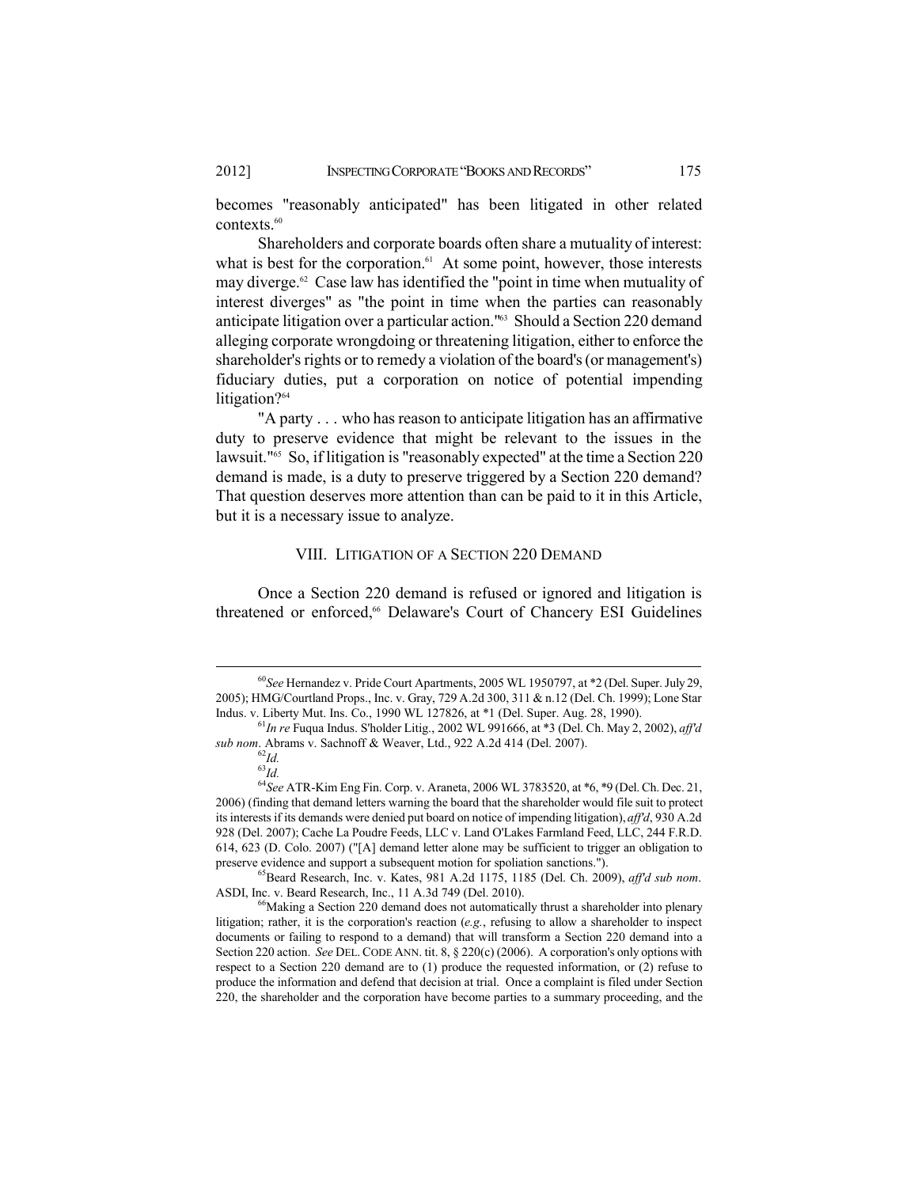becomes "reasonably anticipated" has been litigated in other related contexts.[60]

Shareholders and corporate boards often share a mutuality of interest: what is best for the corporation.[61] At some point, however, those interests may diverge.[62] Case law has identified the "point in time when mutuality of interest diverges" as "the point in time when the parties can reasonably anticipate litigation over a particular action."[63] Should a Section 220 demand alleging corporate wrongdoing or threatening litigation, either to enforce the shareholder's rights or to remedy a violation of the board's (or management's) fiduciary duties, put a corporation on notice of potential impending litigation?[64]

"A party . . . who has reason to anticipate litigation has an affirmative duty to preserve evidence that might be relevant to the issues in the lawsuit."[65] So, if litigation is "reasonably expected" at the time a Section 220 demand is made, is a duty to preserve triggered by a Section 220 demand? That question deserves more attention than can be paid to it in this Article, but it is a necessary issue to analyze.

## VIII. LITIGATION OF A SECTION 220 DEMAND

Once a Section 220 demand is refused or ignored and litigation is threatened or enforced,[66] Delaware's Court of Chancery ESI Guidelines

---

[60] *See* Hernandez v. Pride Court Apartments, 2005 WL 1950797, at *2 (Del. Super. July 29, 2005); HMG/Courtland Props., Inc. v. Gray, 729 A.2d 300, 311 & n.12 (Del. Ch. 1999); Lone Star Indus. v. Liberty Mut. Ins. Co., 1990 WL 127826, at *1 (Del. Super. Aug. 28, 1990).

[61] *In re* Fuqua Indus. S'holder Litig., 2002 WL 991666, at *3 (Del. Ch. May 2, 2002), *aff'd sub nom*. Abrams v. Sachnoff & Weaver, Ltd., 922 A.2d 414 (Del. 2007).

[62] *Id.*

[63] *Id.*

[64] *See* ATR-Kim Eng Fin. Corp. v. Araneta, 2006 WL 3783520, at *6, *9 (Del. Ch. Dec. 21, 2006) (finding that demand letters warning the board that the shareholder would file suit to protect its interests if its demands were denied put board on notice of impending litigation), *aff'd*, 930 A.2d 928 (Del. 2007); Cache La Poudre Feeds, LLC v. Land O'Lakes Farmland Feed, LLC, 244 F.R.D. 614, 623 (D. Colo. 2007) ("[A] demand letter alone may be sufficient to trigger an obligation to preserve evidence and support a subsequent motion for spoliation sanctions.").

[65] Beard Research, Inc. v. Kates, 981 A.2d 1175, 1185 (Del. Ch. 2009), *aff'd sub nom*. ASDI, Inc. v. Beard Research, Inc., 11 A.3d 749 (Del. 2010).

[66] Making a Section 220 demand does not automatically thrust a shareholder into plenary litigation; rather, it is the corporation's reaction (*e.g.*, refusing to allow a shareholder to inspect documents or failing to respond to a demand) that will transform a Section 220 demand into a Section 220 action. *See* DEL. CODE ANN. tit. 8, § 220(c) (2006). A corporation's only options with respect to a Section 220 demand are to (1) produce the requested information, or (2) refuse to produce the information and defend that decision at trial. Once a complaint is filed under Section 220, the shareholder and the corporation have become parties to a summary proceeding, and the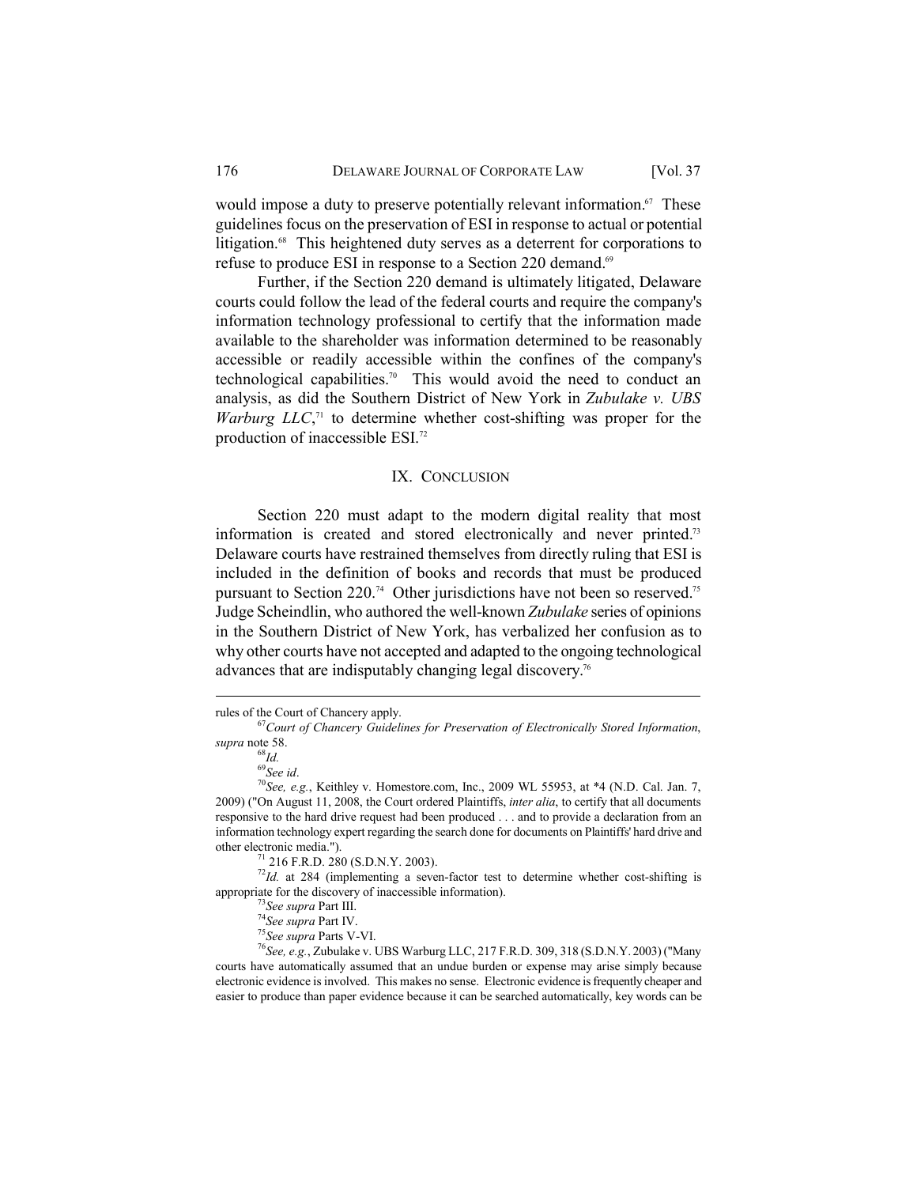would impose a duty to preserve potentially relevant information.[67] These guidelines focus on the preservation of ESI in response to actual or potential litigation.[68] This heightened duty serves as a deterrent for corporations to refuse to produce ESI in response to a Section 220 demand.[69]

Further, if the Section 220 demand is ultimately litigated, Delaware courts could follow the lead of the federal courts and require the company's information technology professional to certify that the information made available to the shareholder was information determined to be reasonably accessible or readily accessible within the confines of the company's technological capabilities.[70] This would avoid the need to conduct an analysis, as did the Southern District of New York in *Zubulake v. UBS Warburg LLC*,[71] to determine whether cost-shifting was proper for the production of inaccessible ESI.[72]

## IX. CONCLUSION

Section 220 must adapt to the modern digital reality that most information is created and stored electronically and never printed.[73] Delaware courts have restrained themselves from directly ruling that ESI is included in the definition of books and records that must be produced pursuant to Section 220.[74] Other jurisdictions have not been so reserved.[75] Judge Scheindlin, who authored the well-known *Zubulake* series of opinions in the Southern District of New York, has verbalized her confusion as to why other courts have not accepted and adapted to the ongoing technological advances that are indisputably changing legal discovery.[76]

---

rules of the Court of Chancery apply.

[67] *Court of Chancery Guidelines for Preservation of Electronically Stored Information*, *supra* note 58.

[68] *Id.*

[69] *See id*.

[70] *See, e.g.*, Keithley v. Homestore.com, Inc., 2009 WL 55953, at *4 (N.D. Cal. Jan. 7, 2009) ("On August 11, 2008, the Court ordered Plaintiffs, *inter alia*, to certify that all documents responsive to the hard drive request had been produced . . . and to provide a declaration from an information technology expert regarding the search done for documents on Plaintiffs' hard drive and other electronic media.").

[71] 216 F.R.D. 280 (S.D.N.Y. 2003).

[72] *Id.* at 284 (implementing a seven-factor test to determine whether cost-shifting is appropriate for the discovery of inaccessible information).

[73] *See supra* Part III.

[74] *See supra* Part IV.

[75] *See supra* Parts V-VI.

[76] *See, e.g.*, Zubulake v. UBS Warburg LLC, 217 F.R.D. 309, 318 (S.D.N.Y. 2003) ("Many courts have automatically assumed that an undue burden or expense may arise simply because electronic evidence is involved. This makes no sense. Electronic evidence is frequently cheaper and easier to produce than paper evidence because it can be searched automatically, key words can be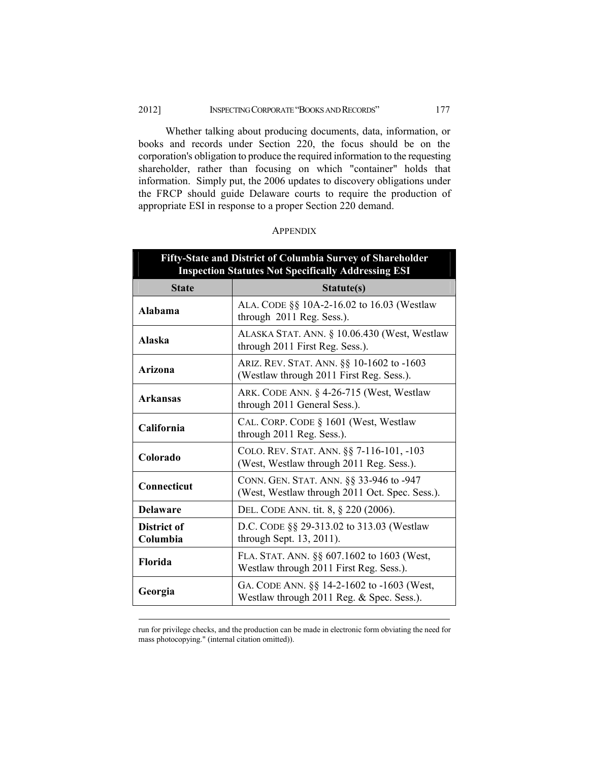Whether talking about producing documents, data, information, or books and records under Section 220, the focus should be on the corporation's obligation to produce the required information to the requesting shareholder, rather than focusing on which "container" holds that information. Simply put, the 2006 updates to discovery obligations under the FRCP should guide Delaware courts to require the production of appropriate ESI in response to a proper Section 220 demand.

## APPENDIX

| Fifty-State and District of Columbia Survey of Shareholder Inspection Statutes Not Specifically Addressing ESI | |
|---|---|
| **State** | **Statute(s)** |
| **Alabama** | ALA. CODE §§ 10A-2-16.02 to 16.03 (Westlaw through 2011 Reg. Sess.). |
| **Alaska** | ALASKA STAT. ANN. § 10.06.430 (West, Westlaw through 2011 First Reg. Sess.). |
| **Arizona** | ARIZ. REV. STAT. ANN. §§ 10-1602 to -1603 (Westlaw through 2011 First Reg. Sess.). |
| **Arkansas** | ARK. CODE ANN. § 4-26-715 (West, Westlaw through 2011 General Sess.). |
| **California** | CAL. CORP. CODE § 1601 (West, Westlaw through 2011 Reg. Sess.). |
| **Colorado** | COLO. REV. STAT. ANN. §§ 7-116-101, -103 (West, Westlaw through 2011 Reg. Sess.). |
| **Connecticut** | CONN. GEN. STAT. ANN. §§ 33-946 to -947 (West, Westlaw through 2011 Oct. Spec. Sess.). |
| **Delaware** | DEL. CODE ANN. tit. 8, § 220 (2006). |
| **District of Columbia** | D.C. CODE §§ 29-313.02 to 313.03 (Westlaw through Sept. 13, 2011). |
| **Florida** | FLA. STAT. ANN. §§ 607.1602 to 1603 (West, Westlaw through 2011 First Reg. Sess.). |
| **Georgia** | GA. CODE ANN. §§ 14-2-1602 to -1603 (West, Westlaw through 2011 Reg. & Spec. Sess.). |

run for privilege checks, and the production can be made in electronic form obviating the need for mass photocopying." (internal citation omitted)).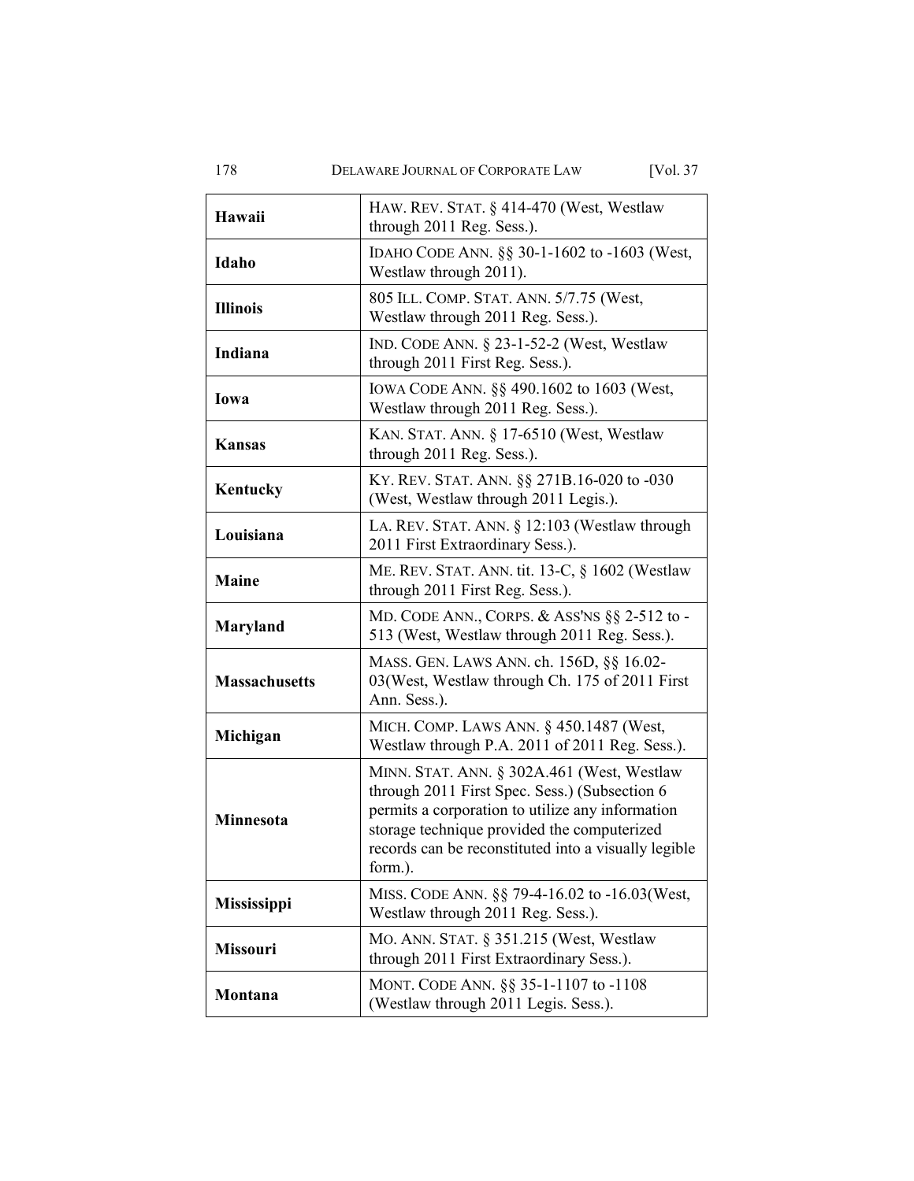| **Hawaii** | HAW. REV. STAT. § 414-470 (West, Westlaw through 2011 Reg. Sess.). |
|---|---|
| **Idaho** | IDAHO CODE ANN. §§ 30-1-1602 to -1603 (West, Westlaw through 2011). |
| **Illinois** | 805 ILL. COMP. STAT. ANN. 5/7.75 (West, Westlaw through 2011 Reg. Sess.). |
| **Indiana** | IND. CODE ANN. § 23-1-52-2 (West, Westlaw through 2011 First Reg. Sess.). |
| **Iowa** | IOWA CODE ANN. §§ 490.1602 to 1603 (West, Westlaw through 2011 Reg. Sess.). |
| **Kansas** | KAN. STAT. ANN. § 17-6510 (West, Westlaw through 2011 Reg. Sess.). |
| **Kentucky** | KY. REV. STAT. ANN. §§ 271B.16-020 to -030 (West, Westlaw through 2011 Legis.). |
| **Louisiana** | LA. REV. STAT. ANN. § 12:103 (Westlaw through 2011 First Extraordinary Sess.). |
| **Maine** | ME. REV. STAT. ANN. tit. 13-C, § 1602 (Westlaw through 2011 First Reg. Sess.). |
| **Maryland** | MD. CODE ANN., CORPS. & ASS'NS §§ 2-512 to -513 (West, Westlaw through 2011 Reg. Sess.). |
| **Massachusetts** | MASS. GEN. LAWS ANN. ch. 156D, §§ 16.02-03(West, Westlaw through Ch. 175 of 2011 First Ann. Sess.). |
| **Michigan** | MICH. COMP. LAWS ANN. § 450.1487 (West, Westlaw through P.A. 2011 of 2011 Reg. Sess.). |
| **Minnesota** | MINN. STAT. ANN. § 302A.461 (West, Westlaw through 2011 First Spec. Sess.) (Subsection 6 permits a corporation to utilize any information storage technique provided the computerized records can be reconstituted into a visually legible form.). |
| **Mississippi** | MISS. CODE ANN. §§ 79-4-16.02 to -16.03(West, Westlaw through 2011 Reg. Sess.). |
| **Missouri** | MO. ANN. STAT. § 351.215 (West, Westlaw through 2011 First Extraordinary Sess.). |
| **Montana** | MONT. CODE ANN. §§ 35-1-1107 to -1108 (Westlaw through 2011 Legis. Sess.). |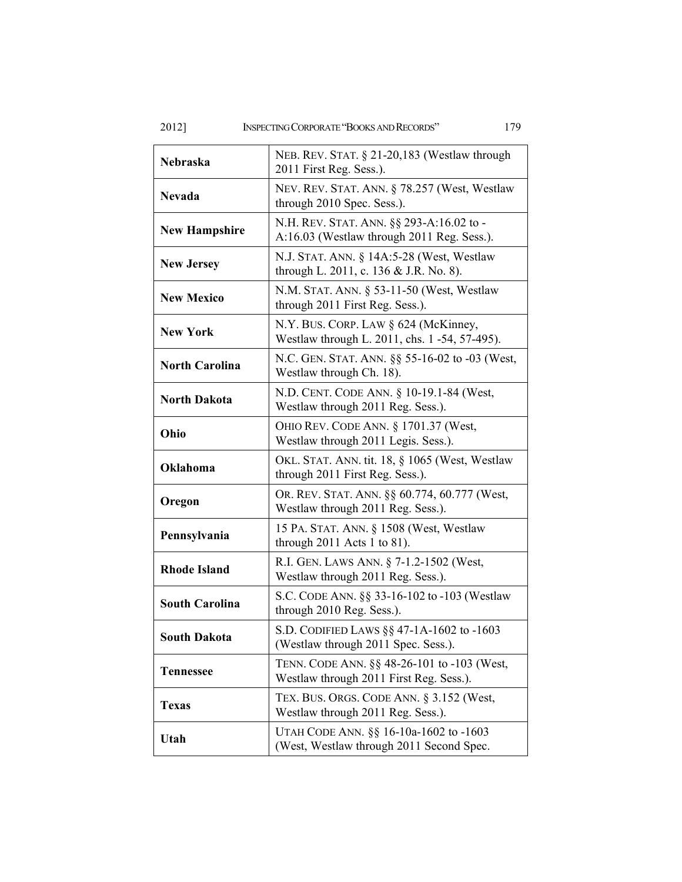| | |
|---|---|
| **Nebraska** | NEB. REV. STAT. § 21-20,183 (Westlaw through 2011 First Reg. Sess.). |
| **Nevada** | NEV. REV. STAT. ANN. § 78.257 (West, Westlaw through 2010 Spec. Sess.). |
| **New Hampshire** | N.H. REV. STAT. ANN. §§ 293-A:16.02 to -A:16.03 (Westlaw through 2011 Reg. Sess.). |
| **New Jersey** | N.J. STAT. ANN. § 14A:5-28 (West, Westlaw through L. 2011, c. 136 & J.R. No. 8). |
| **New Mexico** | N.M. STAT. ANN. § 53-11-50 (West, Westlaw through 2011 First Reg. Sess.). |
| **New York** | N.Y. BUS. CORP. LAW § 624 (McKinney, Westlaw through L. 2011, chs. 1 -54, 57-495). |
| **North Carolina** | N.C. GEN. STAT. ANN. §§ 55-16-02 to -03 (West, Westlaw through Ch. 18). |
| **North Dakota** | N.D. CENT. CODE ANN. § 10-19.1-84 (West, Westlaw through 2011 Reg. Sess.). |
| **Ohio** | OHIO REV. CODE ANN. § 1701.37 (West, Westlaw through 2011 Legis. Sess.). |
| **Oklahoma** | OKL. STAT. ANN. tit. 18, § 1065 (West, Westlaw through 2011 First Reg. Sess.). |
| **Oregon** | OR. REV. STAT. ANN. §§ 60.774, 60.777 (West, Westlaw through 2011 Reg. Sess.). |
| **Pennsylvania** | 15 PA. STAT. ANN. § 1508 (West, Westlaw through 2011 Acts 1 to 81). |
| **Rhode Island** | R.I. GEN. LAWS ANN. § 7-1.2-1502 (West, Westlaw through 2011 Reg. Sess.). |
| **South Carolina** | S.C. CODE ANN. §§ 33-16-102 to -103 (Westlaw through 2010 Reg. Sess.). |
| **South Dakota** | S.D. CODIFIED LAWS §§ 47-1A-1602 to -1603 (Westlaw through 2011 Spec. Sess.). |
| **Tennessee** | TENN. CODE ANN. §§ 48-26-101 to -103 (West, Westlaw through 2011 First Reg. Sess.). |
| **Texas** | TEX. BUS. ORGS. CODE ANN. § 3.152 (West, Westlaw through 2011 Reg. Sess.). |
| **Utah** | UTAH CODE ANN. §§ 16-10a-1602 to -1603 (West, Westlaw through 2011 Second Spec. |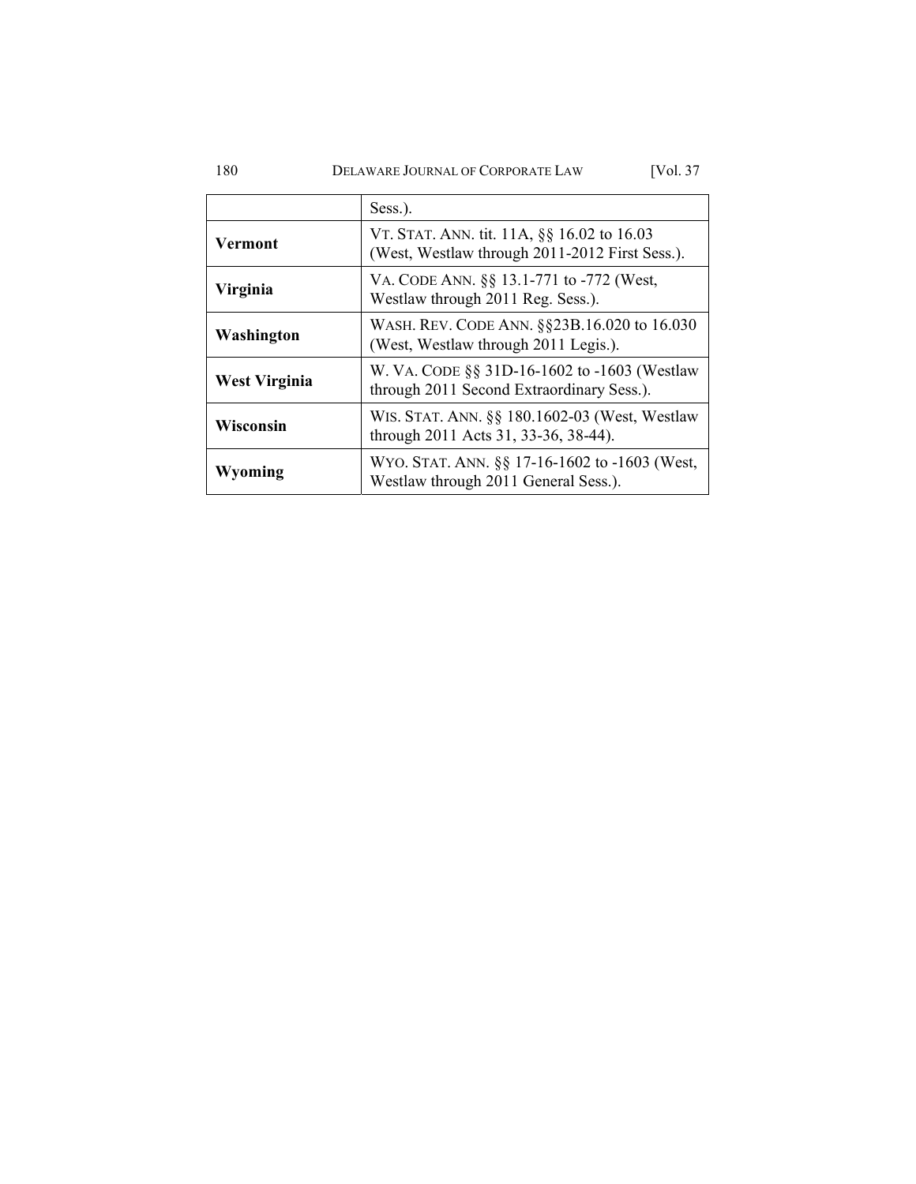| | |
|---|---|
| | Sess.). |
| **Vermont** | VT. STAT. ANN. tit. 11A, §§ 16.02 to 16.03 (West, Westlaw through 2011-2012 First Sess.). |
| **Virginia** | VA. CODE ANN. §§ 13.1-771 to -772 (West, Westlaw through 2011 Reg. Sess.). |
| **Washington** | WASH. REV. CODE ANN. §§23B.16.020 to 16.030 (West, Westlaw through 2011 Legis.). |
| **West Virginia** | W. VA. CODE §§ 31D-16-1602 to -1603 (Westlaw through 2011 Second Extraordinary Sess.). |
| **Wisconsin** | WIS. STAT. ANN. §§ 180.1602-03 (West, Westlaw through 2011 Acts 31, 33-36, 38-44). |
| **Wyoming** | WYO. STAT. ANN. §§ 17-16-1602 to -1603 (West, Westlaw through 2011 General Sess.). |